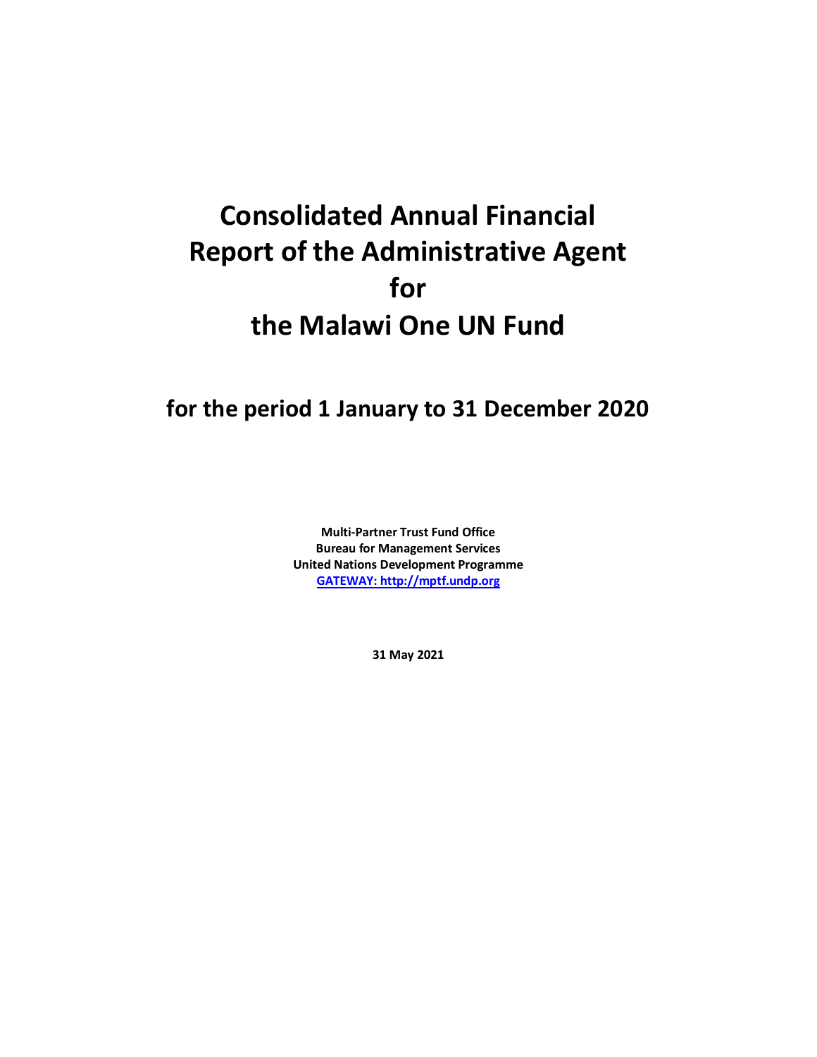# Consolidated Annual Financial Report of the Administrative Agent for the Malawi One UN Fund

## for the period 1 January to 31 December 2020

**Multi-Partner Trust Fund Office**
**Bureau for Management Services**
**United Nations Development Programme**
**GATEWAY: http://mptf.undp.org**

**31 May 2021**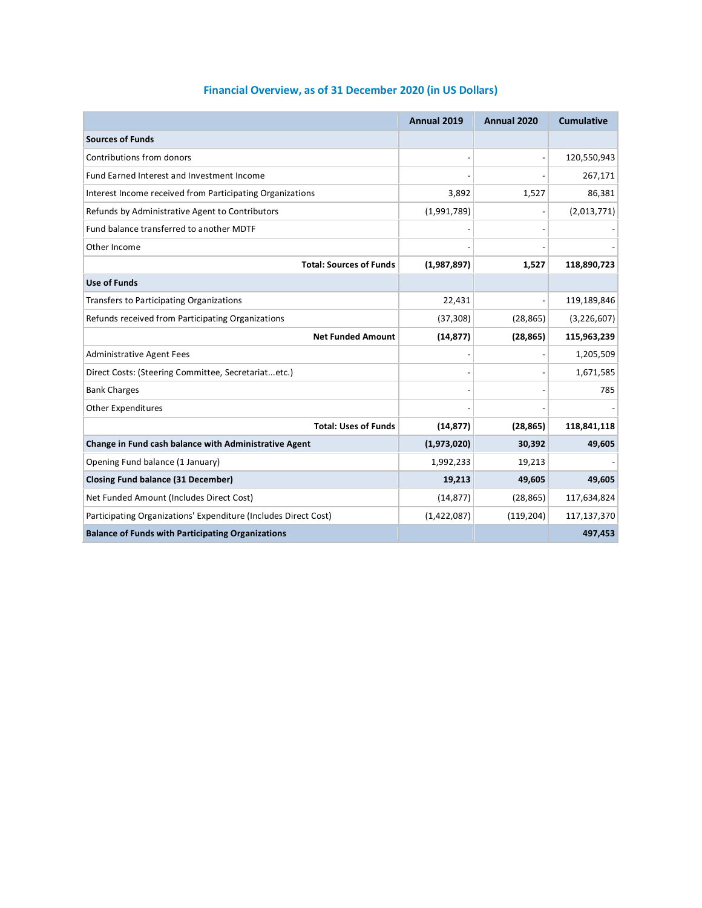## Financial Overview, as of 31 December 2020 (in US Dollars)

| | Annual 2019 | Annual 2020 | Cumulative |
|---|---|---|---|
| **Sources of Funds** | | | |
| Contributions from donors | - | - | 120,550,943 |
| Fund Earned Interest and Investment Income | - | - | 267,171 |
| Interest Income received from Participating Organizations | 3,892 | 1,527 | 86,381 |
| Refunds by Administrative Agent to Contributors | (1,991,789) | - | (2,013,771) |
| Fund balance transferred to another MDTF | - | - | - |
| Other Income | - | - | - |
| **Total: Sources of Funds** | **(1,987,897)** | **1,527** | **118,890,723** |
| **Use of Funds** | | | |
| Transfers to Participating Organizations | 22,431 | - | 119,189,846 |
| Refunds received from Participating Organizations | (37,308) | (28,865) | (3,226,607) |
| **Net Funded Amount** | **(14,877)** | **(28,865)** | **115,963,239** |
| Administrative Agent Fees | - | - | 1,205,509 |
| Direct Costs: (Steering Committee, Secretariat...etc.) | - | - | 1,671,585 |
| Bank Charges | - | - | 785 |
| Other Expenditures | - | - | - |
| **Total: Uses of Funds** | **(14,877)** | **(28,865)** | **118,841,118** |
| **Change in Fund cash balance with Administrative Agent** | **(1,973,020)** | **30,392** | **49,605** |
| Opening Fund balance (1 January) | 1,992,233 | 19,213 | - |
| **Closing Fund balance (31 December)** | **19,213** | **49,605** | **49,605** |
| Net Funded Amount (Includes Direct Cost) | (14,877) | (28,865) | 117,634,824 |
| Participating Organizations' Expenditure (Includes Direct Cost) | (1,422,087) | (119,204) | 117,137,370 |
| **Balance of Funds with Participating Organizations** | | | **497,453** |